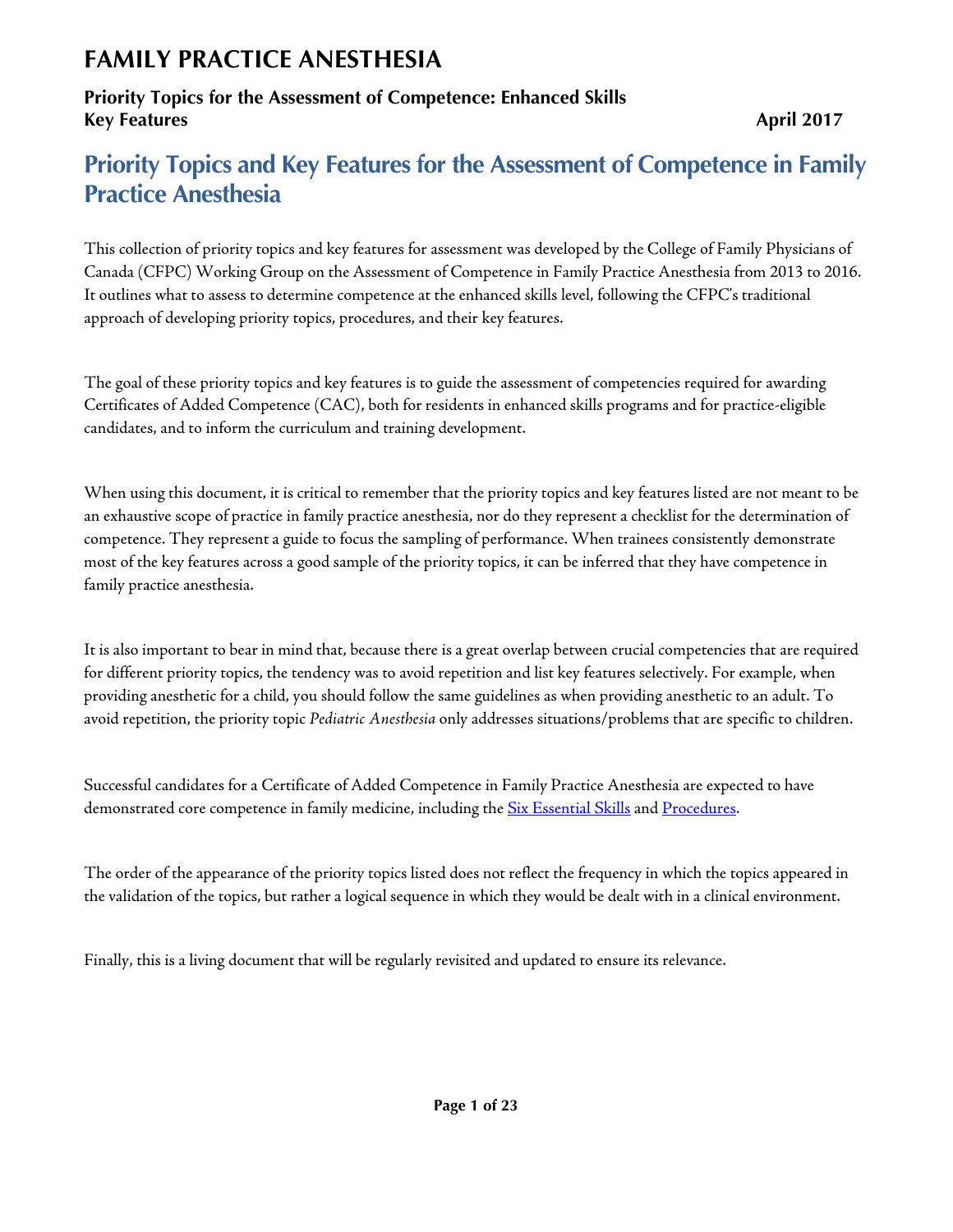# FAMILY PRACTICE ANESTHESIA

**Priority Topics for the Assessment of Competence: Enhanced Skills**
**Key Features** **April 2017**

## Priority Topics and Key Features for the Assessment of Competence in Family Practice Anesthesia

This collection of priority topics and key features for assessment was developed by the College of Family Physicians of Canada (CFPC) Working Group on the Assessment of Competence in Family Practice Anesthesia from 2013 to 2016. It outlines what to assess to determine competence at the enhanced skills level, following the CFPC's traditional approach of developing priority topics, procedures, and their key features.

The goal of these priority topics and key features is to guide the assessment of competencies required for awarding Certificates of Added Competence (CAC), both for residents in enhanced skills programs and for practice-eligible candidates, and to inform the curriculum and training development.

When using this document, it is critical to remember that the priority topics and key features listed are not meant to be an exhaustive scope of practice in family practice anesthesia, nor do they represent a checklist for the determination of competence. They represent a guide to focus the sampling of performance. When trainees consistently demonstrate most of the key features across a good sample of the priority topics, it can be inferred that they have competence in family practice anesthesia.

It is also important to bear in mind that, because there is a great overlap between crucial competencies that are required for different priority topics, the tendency was to avoid repetition and list key features selectively. For example, when providing anesthetic for a child, you should follow the same guidelines as when providing anesthetic to an adult. To avoid repetition, the priority topic *Pediatric Anesthesia* only addresses situations/problems that are specific to children.

Successful candidates for a Certificate of Added Competence in Family Practice Anesthesia are expected to have demonstrated core competence in family medicine, including the Six Essential Skills and Procedures.

The order of the appearance of the priority topics listed does not reflect the frequency in which the topics appeared in the validation of the topics, but rather a logical sequence in which they would be dealt with in a clinical environment.

Finally, this is a living document that will be regularly revisited and updated to ensure its relevance.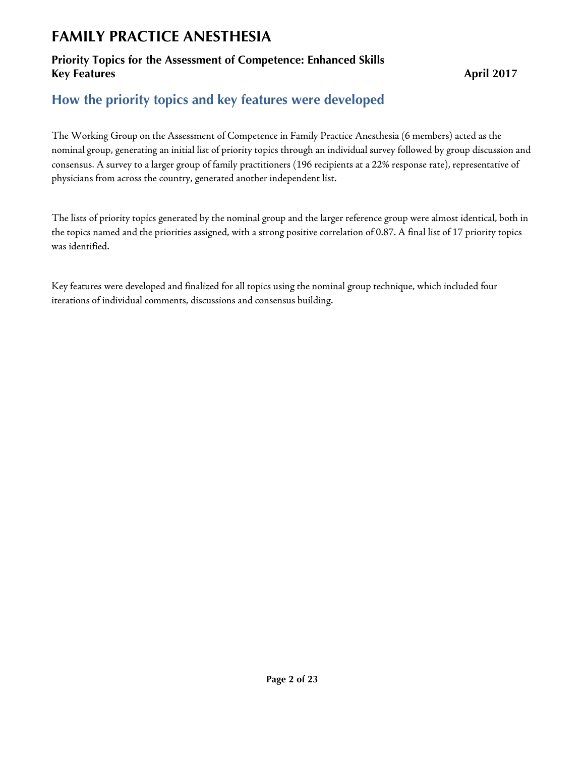## How the priority topics and key features were developed

The Working Group on the Assessment of Competence in Family Practice Anesthesia (6 members) acted as the nominal group, generating an initial list of priority topics through an individual survey followed by group discussion and consensus. A survey to a larger group of family practitioners (196 recipients at a 22% response rate), representative of physicians from across the country, generated another independent list.

The lists of priority topics generated by the nominal group and the larger reference group were almost identical, both in the topics named and the priorities assigned, with a strong positive correlation of 0.87. A final list of 17 priority topics was identified.

Key features were developed and finalized for all topics using the nominal group technique, which included four iterations of individual comments, discussions and consensus building.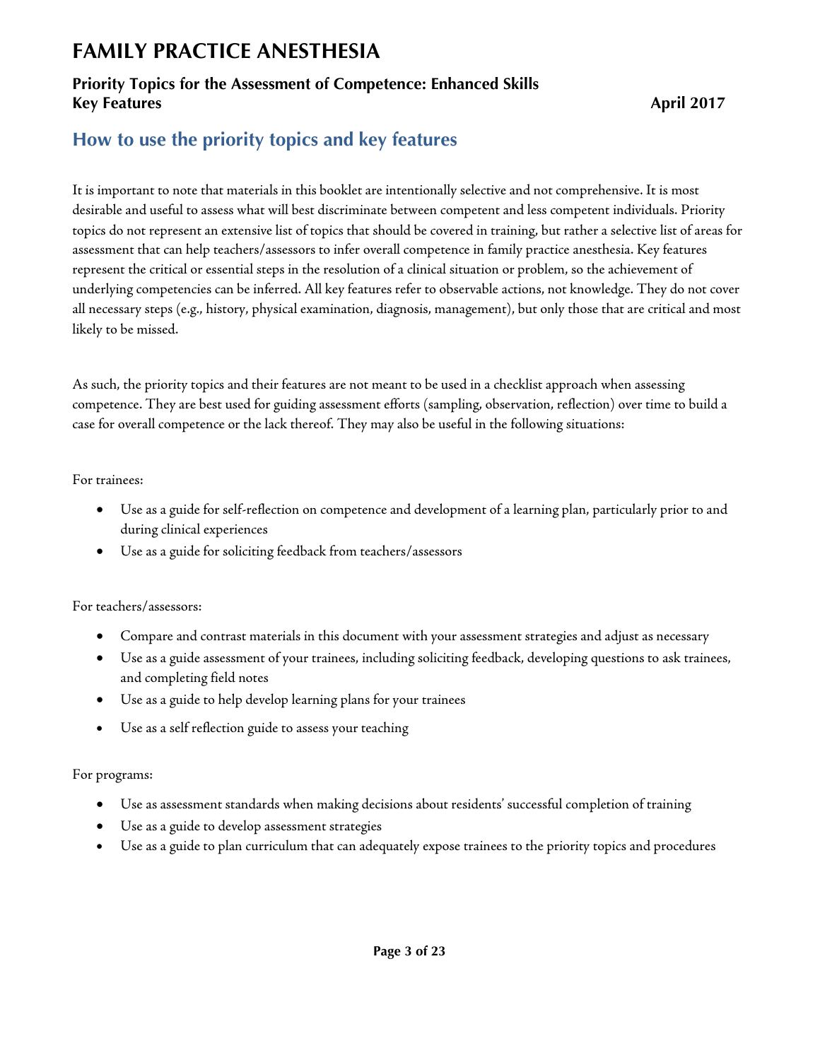## How to use the priority topics and key features

It is important to note that materials in this booklet are intentionally selective and not comprehensive. It is most desirable and useful to assess what will best discriminate between competent and less competent individuals. Priority topics do not represent an extensive list of topics that should be covered in training, but rather a selective list of areas for assessment that can help teachers/assessors to infer overall competence in family practice anesthesia. Key features represent the critical or essential steps in the resolution of a clinical situation or problem, so the achievement of underlying competencies can be inferred. All key features refer to observable actions, not knowledge. They do not cover all necessary steps (e.g., history, physical examination, diagnosis, management), but only those that are critical and most likely to be missed.

As such, the priority topics and their features are not meant to be used in a checklist approach when assessing competence. They are best used for guiding assessment efforts (sampling, observation, reflection) over time to build a case for overall competence or the lack thereof. They may also be useful in the following situations:

For trainees:

- Use as a guide for self-reflection on competence and development of a learning plan, particularly prior to and during clinical experiences
- Use as a guide for soliciting feedback from teachers/assessors

For teachers/assessors:

- Compare and contrast materials in this document with your assessment strategies and adjust as necessary
- Use as a guide assessment of your trainees, including soliciting feedback, developing questions to ask trainees, and completing field notes
- Use as a guide to help develop learning plans for your trainees
- Use as a self reflection guide to assess your teaching

For programs:

- Use as assessment standards when making decisions about residents' successful completion of training
- Use as a guide to develop assessment strategies
- Use as a guide to plan curriculum that can adequately expose trainees to the priority topics and procedures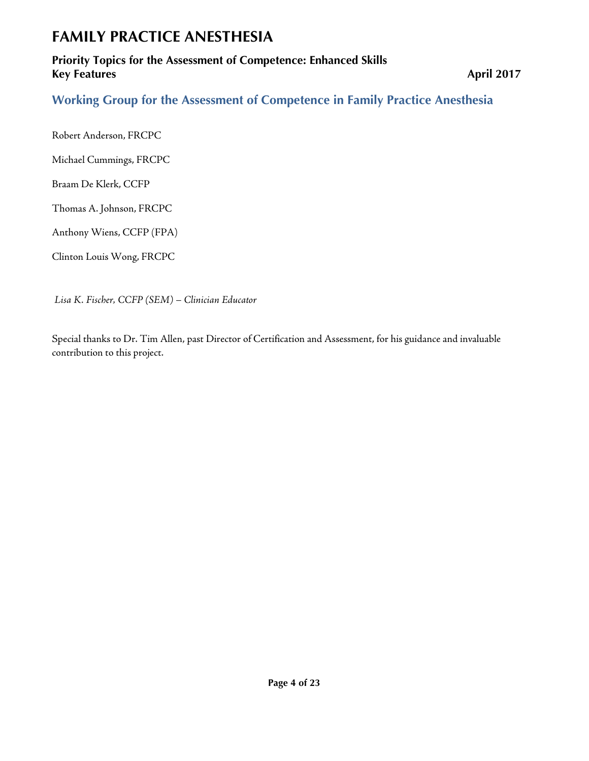## Working Group for the Assessment of Competence in Family Practice Anesthesia

Robert Anderson, FRCPC

Michael Cummings, FRCPC

Braam De Klerk, CCFP

Thomas A. Johnson, FRCPC

Anthony Wiens, CCFP (FPA)

Clinton Louis Wong, FRCPC

*Lisa K. Fischer, CCFP (SEM) – Clinician Educator*

Special thanks to Dr. Tim Allen, past Director of Certification and Assessment, for his guidance and invaluable contribution to this project.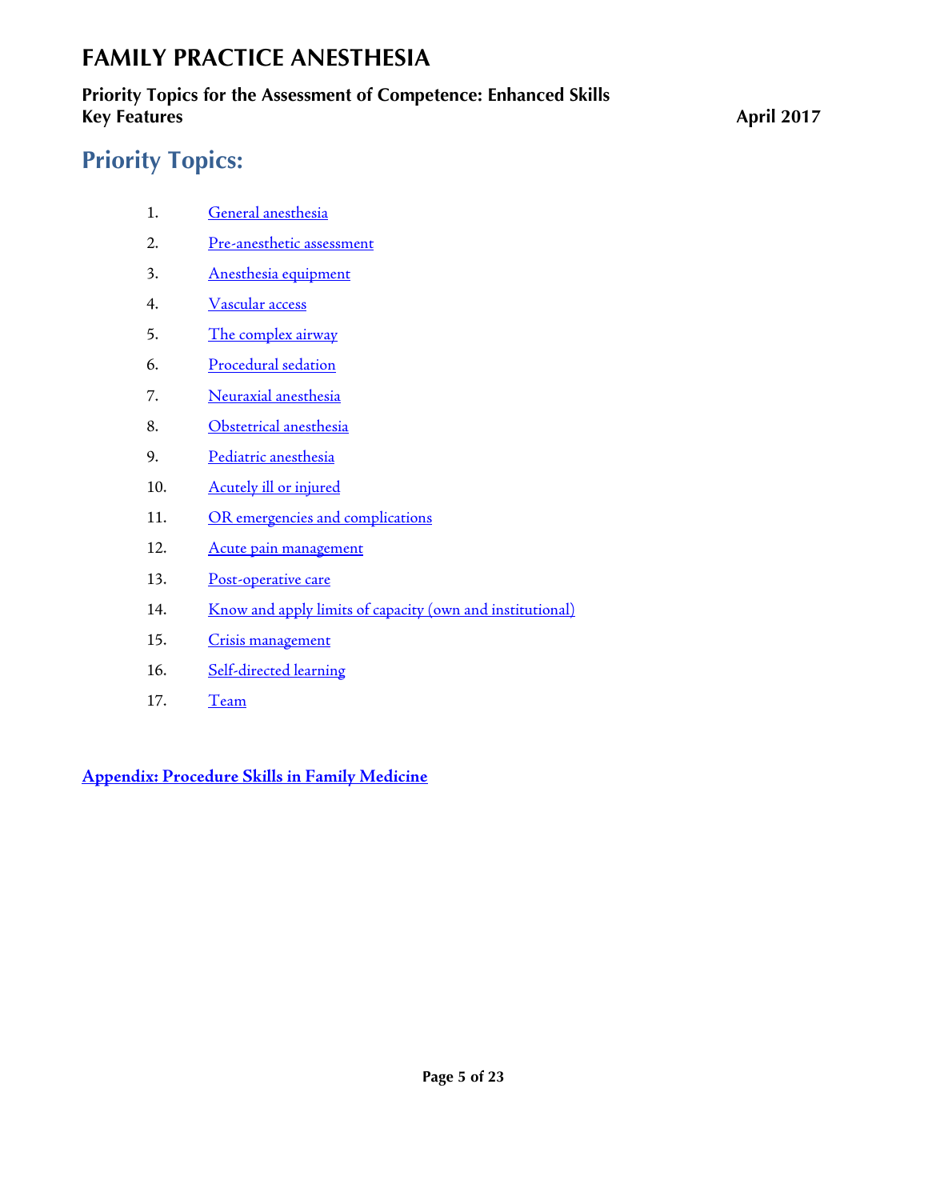# FAMILY PRACTICE ANESTHESIA

**Priority Topics for the Assessment of Competence: Enhanced Skills**
**Key Features** **April 2017**

## Priority Topics:

1. General anesthesia
2. Pre-anesthetic assessment
3. Anesthesia equipment
4. Vascular access
5. The complex airway
6. Procedural sedation
7. Neuraxial anesthesia
8. Obstetrical anesthesia
9. Pediatric anesthesia
10. Acutely ill or injured
11. OR emergencies and complications
12. Acute pain management
13. Post-operative care
14. Know and apply limits of capacity (own and institutional)
15. Crisis management
16. Self-directed learning
17. Team

**Appendix: Procedure Skills in Family Medicine**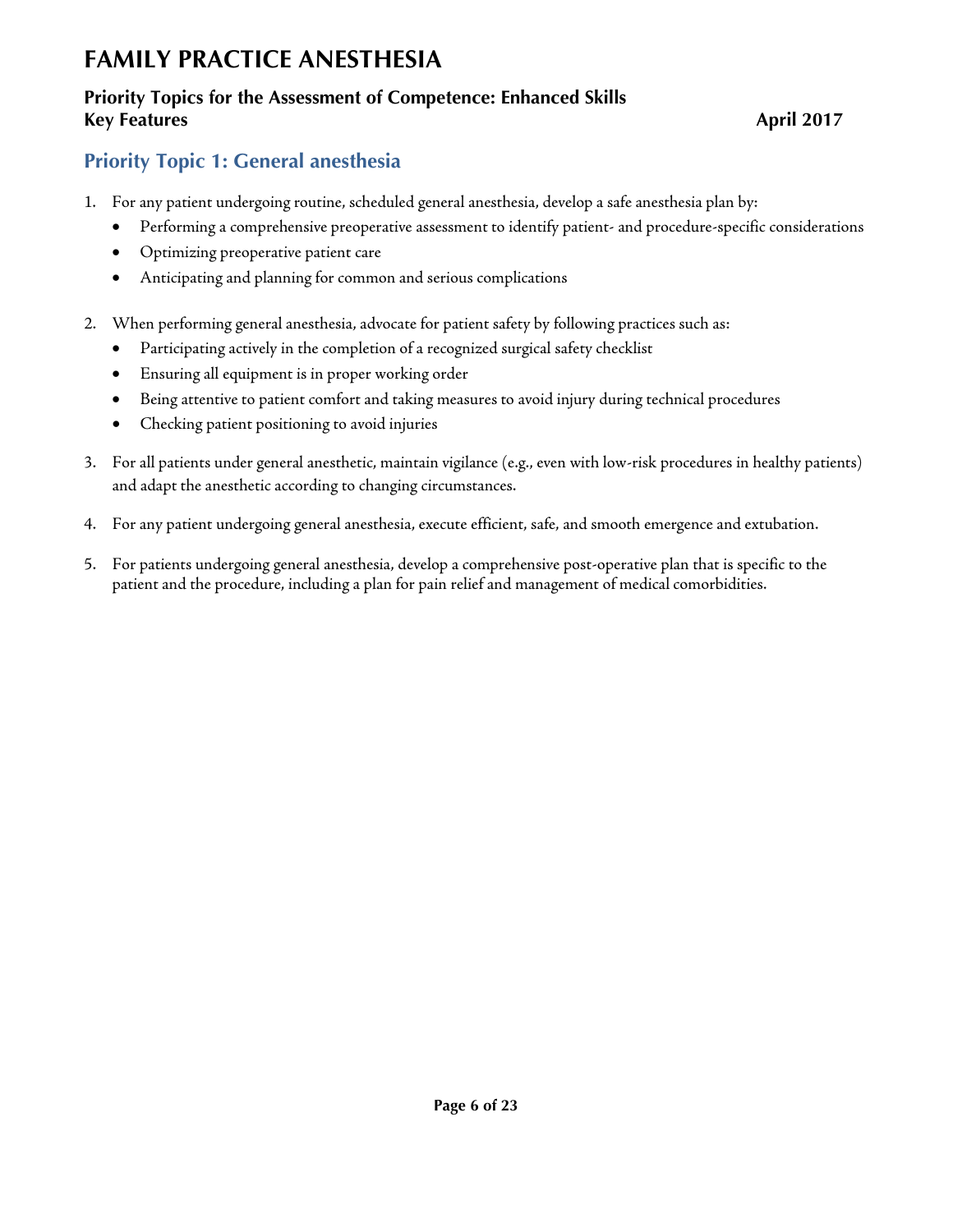# FAMILY PRACTICE ANESTHESIA

**Priority Topics for the Assessment of Competence: Enhanced Skills**
**Key Features** **April 2017**

## Priority Topic 1: General anesthesia

1. For any patient undergoing routine, scheduled general anesthesia, develop a safe anesthesia plan by:
   - Performing a comprehensive preoperative assessment to identify patient- and procedure-specific considerations
   - Optimizing preoperative patient care
   - Anticipating and planning for common and serious complications

2. When performing general anesthesia, advocate for patient safety by following practices such as:
   - Participating actively in the completion of a recognized surgical safety checklist
   - Ensuring all equipment is in proper working order
   - Being attentive to patient comfort and taking measures to avoid injury during technical procedures
   - Checking patient positioning to avoid injuries

3. For all patients under general anesthetic, maintain vigilance (e.g., even with low-risk procedures in healthy patients) and adapt the anesthetic according to changing circumstances.

4. For any patient undergoing general anesthesia, execute efficient, safe, and smooth emergence and extubation.

5. For patients undergoing general anesthesia, develop a comprehensive post-operative plan that is specific to the patient and the procedure, including a plan for pain relief and management of medical comorbidities.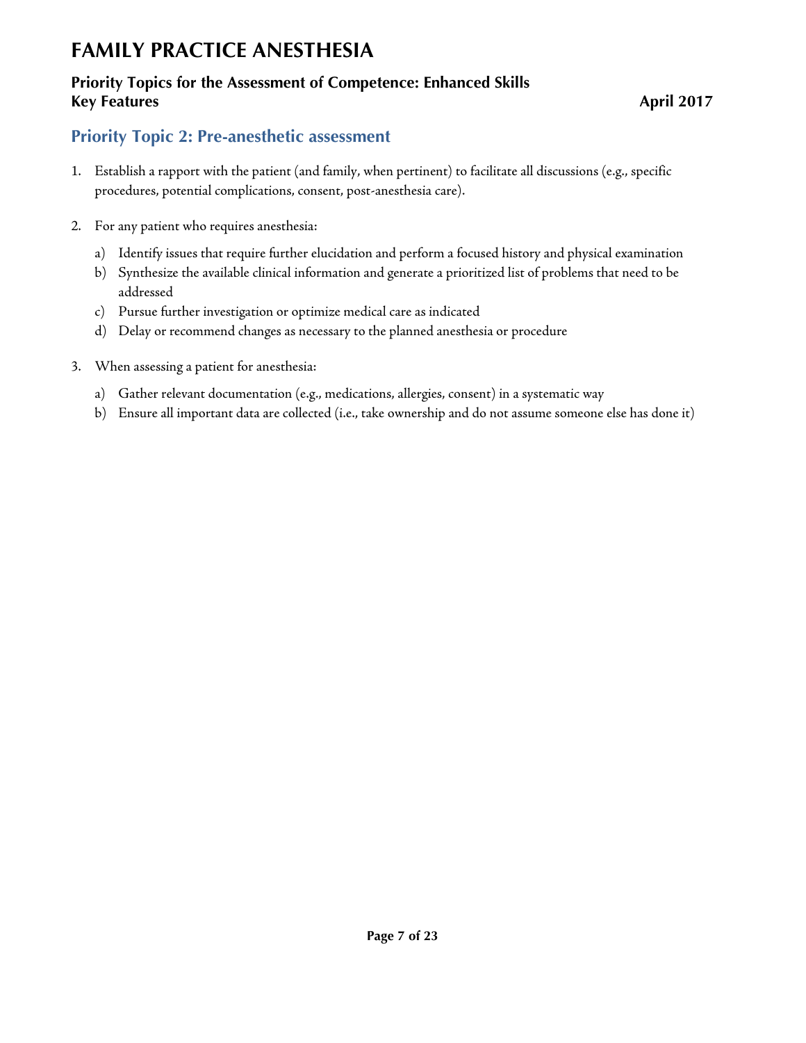# FAMILY PRACTICE ANESTHESIA

**Priority Topics for the Assessment of Competence: Enhanced Skills**
**Key Features** **April 2017**

## Priority Topic 2: Pre-anesthetic assessment

1. Establish a rapport with the patient (and family, when pertinent) to facilitate all discussions (e.g., specific procedures, potential complications, consent, post-anesthesia care).

2. For any patient who requires anesthesia:

   a) Identify issues that require further elucidation and perform a focused history and physical examination
   b) Synthesize the available clinical information and generate a prioritized list of problems that need to be addressed
   c) Pursue further investigation or optimize medical care as indicated
   d) Delay or recommend changes as necessary to the planned anesthesia or procedure

3. When assessing a patient for anesthesia:

   a) Gather relevant documentation (e.g., medications, allergies, consent) in a systematic way
   b) Ensure all important data are collected (i.e., take ownership and do not assume someone else has done it)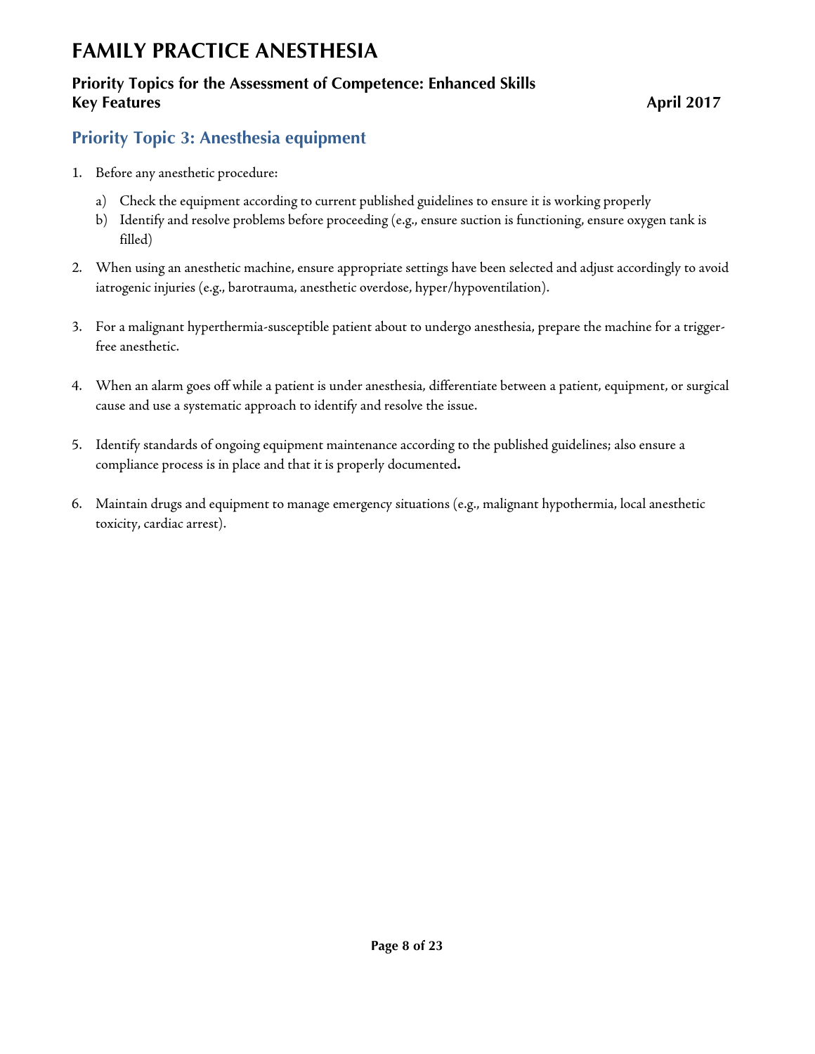## Priority Topic 3: Anesthesia equipment

1. Before any anesthetic procedure:
   a) Check the equipment according to current published guidelines to ensure it is working properly
   b) Identify and resolve problems before proceeding (e.g., ensure suction is functioning, ensure oxygen tank is filled)

2. When using an anesthetic machine, ensure appropriate settings have been selected and adjust accordingly to avoid iatrogenic injuries (e.g., barotrauma, anesthetic overdose, hyper/hypoventilation).

3. For a malignant hyperthermia-susceptible patient about to undergo anesthesia, prepare the machine for a trigger-free anesthetic.

4. When an alarm goes off while a patient is under anesthesia, differentiate between a patient, equipment, or surgical cause and use a systematic approach to identify and resolve the issue.

5. Identify standards of ongoing equipment maintenance according to the published guidelines; also ensure a compliance process is in place and that it is properly documented.

6. Maintain drugs and equipment to manage emergency situations (e.g., malignant hypothermia, local anesthetic toxicity, cardiac arrest).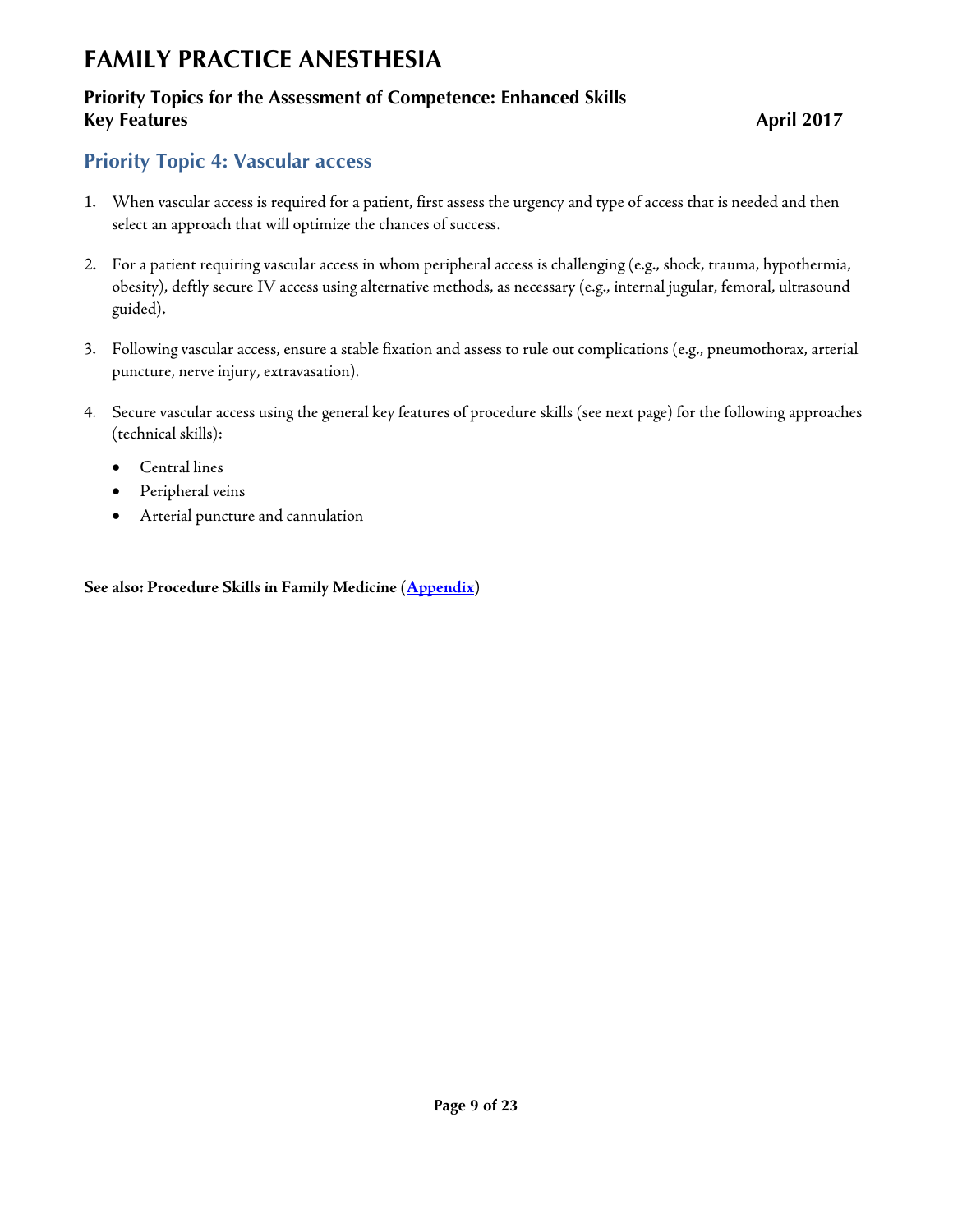# FAMILY PRACTICE ANESTHESIA

### Priority Topics for the Assessment of Competence: Enhanced Skills Key Features

**April 2017**

## Priority Topic 4: Vascular access

1. When vascular access is required for a patient, first assess the urgency and type of access that is needed and then select an approach that will optimize the chances of success.

2. For a patient requiring vascular access in whom peripheral access is challenging (e.g., shock, trauma, hypothermia, obesity), deftly secure IV access using alternative methods, as necessary (e.g., internal jugular, femoral, ultrasound guided).

3. Following vascular access, ensure a stable fixation and assess to rule out complications (e.g., pneumothorax, arterial puncture, nerve injury, extravasation).

4. Secure vascular access using the general key features of procedure skills (see next page) for the following approaches (technical skills):
   - Central lines
   - Peripheral veins
   - Arterial puncture and cannulation

**See also: Procedure Skills in Family Medicine (Appendix)**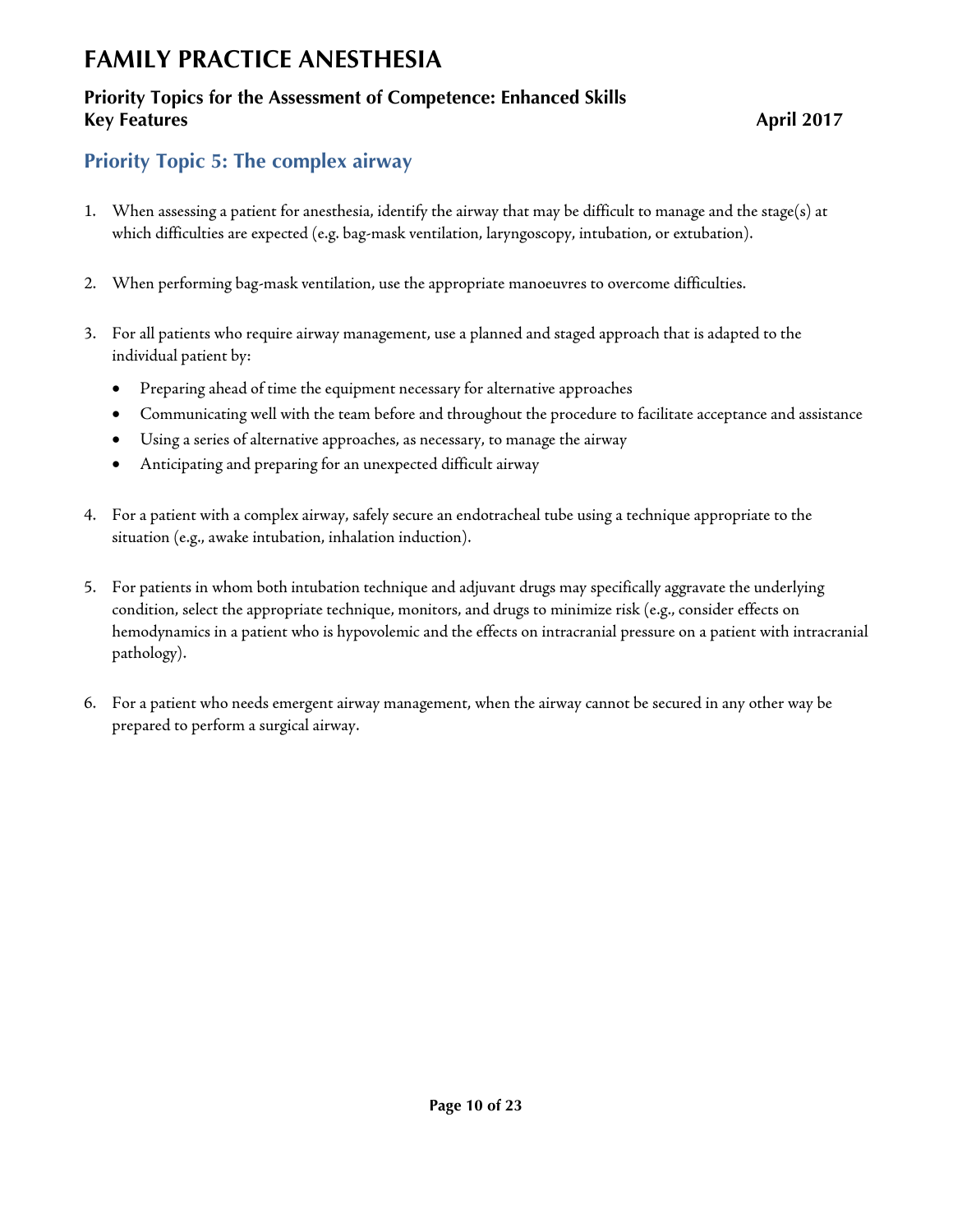# FAMILY PRACTICE ANESTHESIA

**Priority Topics for the Assessment of Competence: Enhanced Skills**
**Key Features** **April 2017**

## Priority Topic 5: The complex airway

1. When assessing a patient for anesthesia, identify the airway that may be difficult to manage and the stage(s) at which difficulties are expected (e.g. bag-mask ventilation, laryngoscopy, intubation, or extubation).

2. When performing bag-mask ventilation, use the appropriate manoeuvres to overcome difficulties.

3. For all patients who require airway management, use a planned and staged approach that is adapted to the individual patient by:
   - Preparing ahead of time the equipment necessary for alternative approaches
   - Communicating well with the team before and throughout the procedure to facilitate acceptance and assistance
   - Using a series of alternative approaches, as necessary, to manage the airway
   - Anticipating and preparing for an unexpected difficult airway

4. For a patient with a complex airway, safely secure an endotracheal tube using a technique appropriate to the situation (e.g., awake intubation, inhalation induction).

5. For patients in whom both intubation technique and adjuvant drugs may specifically aggravate the underlying condition, select the appropriate technique, monitors, and drugs to minimize risk (e.g., consider effects on hemodynamics in a patient who is hypovolemic and the effects on intracranial pressure on a patient with intracranial pathology).

6. For a patient who needs emergent airway management, when the airway cannot be secured in any other way be prepared to perform a surgical airway.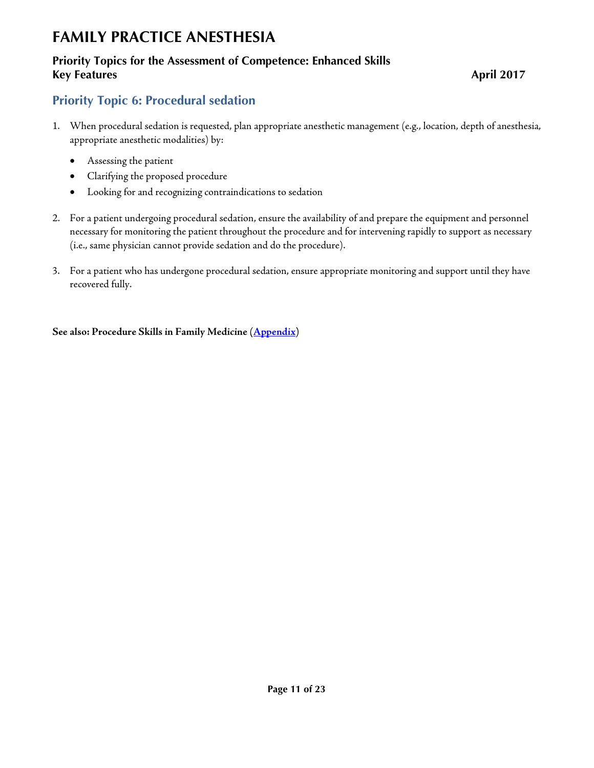# FAMILY PRACTICE ANESTHESIA

### Priority Topics for the Assessment of Competence: Enhanced Skills
### Key Features — April 2017

## Priority Topic 6: Procedural sedation

1. When procedural sedation is requested, plan appropriate anesthetic management (e.g., location, depth of anesthesia, appropriate anesthetic modalities) by:
   - Assessing the patient
   - Clarifying the proposed procedure
   - Looking for and recognizing contraindications to sedation

2. For a patient undergoing procedural sedation, ensure the availability of and prepare the equipment and personnel necessary for monitoring the patient throughout the procedure and for intervening rapidly to support as necessary (i.e., same physician cannot provide sedation and do the procedure).

3. For a patient who has undergone procedural sedation, ensure appropriate monitoring and support until they have recovered fully.

**See also: Procedure Skills in Family Medicine (Appendix)**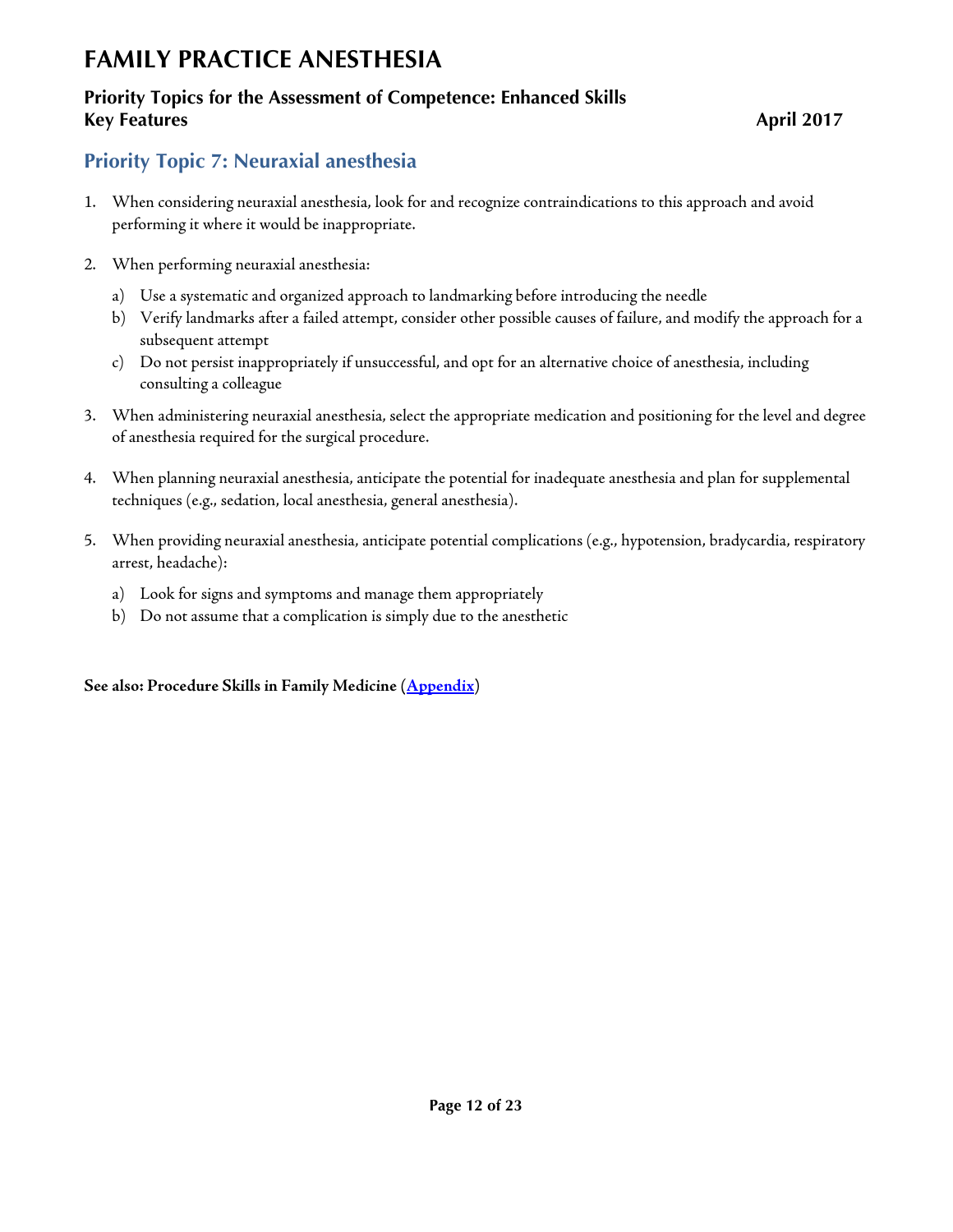# FAMILY PRACTICE ANESTHESIA

### Priority Topics for the Assessment of Competence: Enhanced Skills Key Features

**April 2017**

## Priority Topic 7: Neuraxial anesthesia

1. When considering neuraxial anesthesia, look for and recognize contraindications to this approach and avoid performing it where it would be inappropriate.

2. When performing neuraxial anesthesia:
   a) Use a systematic and organized approach to landmarking before introducing the needle
   b) Verify landmarks after a failed attempt, consider other possible causes of failure, and modify the approach for a subsequent attempt
   c) Do not persist inappropriately if unsuccessful, and opt for an alternative choice of anesthesia, including consulting a colleague

3. When administering neuraxial anesthesia, select the appropriate medication and positioning for the level and degree of anesthesia required for the surgical procedure.

4. When planning neuraxial anesthesia, anticipate the potential for inadequate anesthesia and plan for supplemental techniques (e.g., sedation, local anesthesia, general anesthesia).

5. When providing neuraxial anesthesia, anticipate potential complications (e.g., hypotension, bradycardia, respiratory arrest, headache):
   a) Look for signs and symptoms and manage them appropriately
   b) Do not assume that a complication is simply due to the anesthetic

**See also: Procedure Skills in Family Medicine (Appendix)**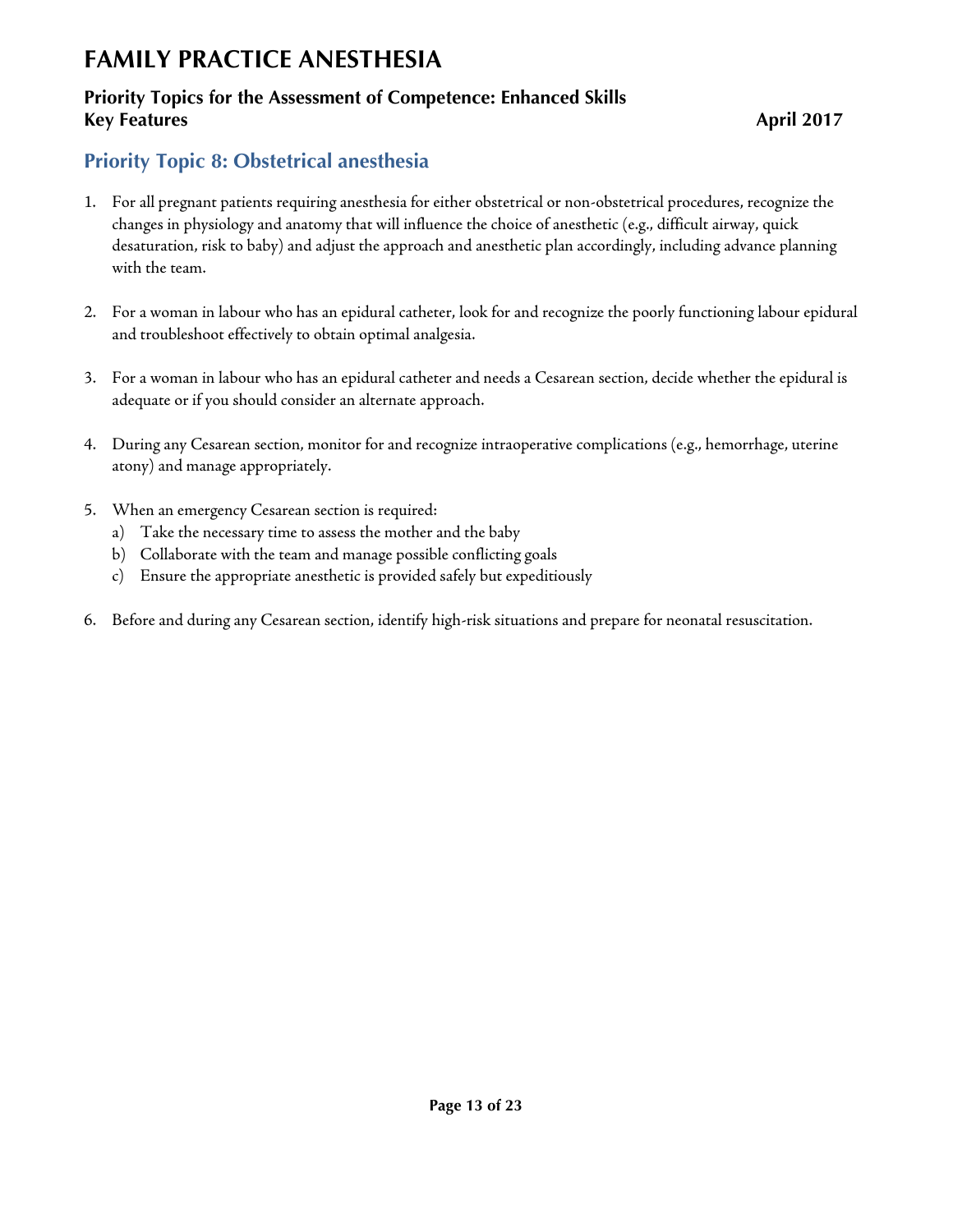# FAMILY PRACTICE ANESTHESIA

**Priority Topics for the Assessment of Competence: Enhanced Skills**
**Key Features** **April 2017**

## Priority Topic 8: Obstetrical anesthesia

1. For all pregnant patients requiring anesthesia for either obstetrical or non-obstetrical procedures, recognize the changes in physiology and anatomy that will influence the choice of anesthetic (e.g., difficult airway, quick desaturation, risk to baby) and adjust the approach and anesthetic plan accordingly, including advance planning with the team.

2. For a woman in labour who has an epidural catheter, look for and recognize the poorly functioning labour epidural and troubleshoot effectively to obtain optimal analgesia.

3. For a woman in labour who has an epidural catheter and needs a Cesarean section, decide whether the epidural is adequate or if you should consider an alternate approach.

4. During any Cesarean section, monitor for and recognize intraoperative complications (e.g., hemorrhage, uterine atony) and manage appropriately.

5. When an emergency Cesarean section is required:
   a) Take the necessary time to assess the mother and the baby
   b) Collaborate with the team and manage possible conflicting goals
   c) Ensure the appropriate anesthetic is provided safely but expeditiously

6. Before and during any Cesarean section, identify high-risk situations and prepare for neonatal resuscitation.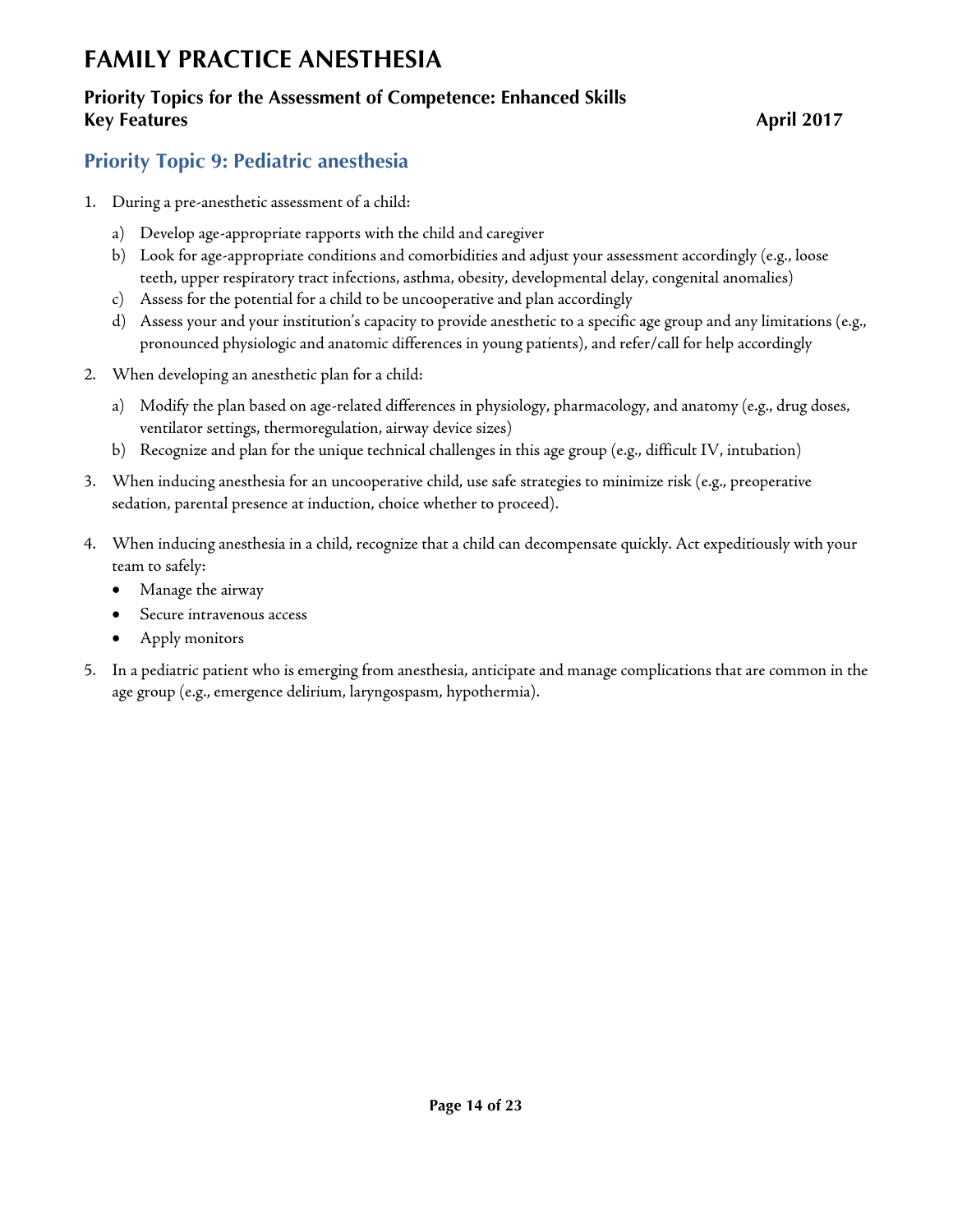# FAMILY PRACTICE ANESTHESIA

**Priority Topics for the Assessment of Competence: Enhanced Skills**
**Key Features** **April 2017**

## Priority Topic 9: Pediatric anesthesia

1. During a pre-anesthetic assessment of a child:
   a) Develop age-appropriate rapports with the child and caregiver
   b) Look for age-appropriate conditions and comorbidities and adjust your assessment accordingly (e.g., loose teeth, upper respiratory tract infections, asthma, obesity, developmental delay, congenital anomalies)
   c) Assess for the potential for a child to be uncooperative and plan accordingly
   d) Assess your and your institution's capacity to provide anesthetic to a specific age group and any limitations (e.g., pronounced physiologic and anatomic differences in young patients), and refer/call for help accordingly

2. When developing an anesthetic plan for a child:
   a) Modify the plan based on age-related differences in physiology, pharmacology, and anatomy (e.g., drug doses, ventilator settings, thermoregulation, airway device sizes)
   b) Recognize and plan for the unique technical challenges in this age group (e.g., difficult IV, intubation)

3. When inducing anesthesia for an uncooperative child, use safe strategies to minimize risk (e.g., preoperative sedation, parental presence at induction, choice whether to proceed).

4. When inducing anesthesia in a child, recognize that a child can decompensate quickly. Act expeditiously with your team to safely:
   - Manage the airway
   - Secure intravenous access
   - Apply monitors

5. In a pediatric patient who is emerging from anesthesia, anticipate and manage complications that are common in the age group (e.g., emergence delirium, laryngospasm, hypothermia).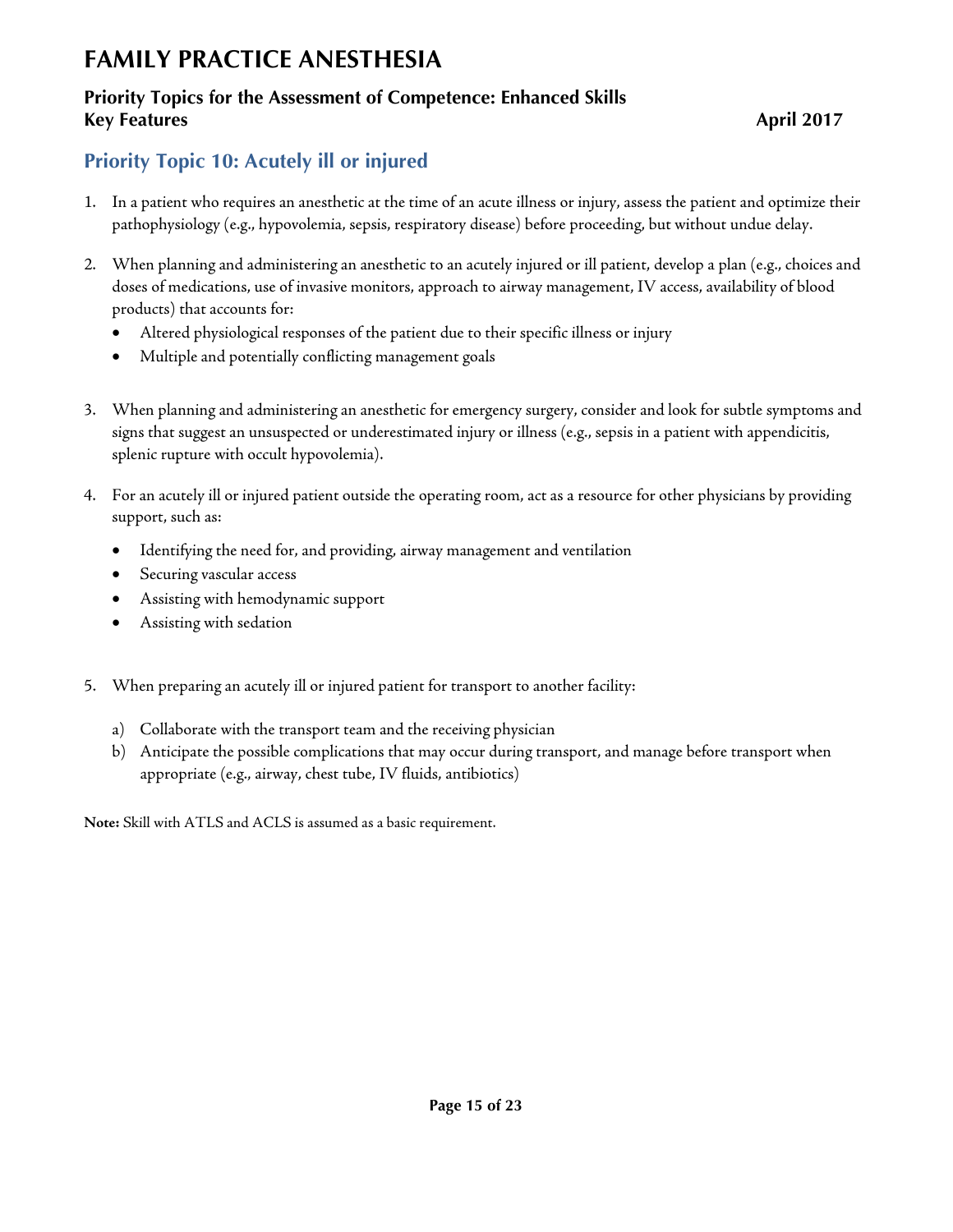# FAMILY PRACTICE ANESTHESIA

**Priority Topics for the Assessment of Competence: Enhanced Skills**
**Key Features** **April 2017**

## Priority Topic 10: Acutely ill or injured

1. In a patient who requires an anesthetic at the time of an acute illness or injury, assess the patient and optimize their pathophysiology (e.g., hypovolemia, sepsis, respiratory disease) before proceeding, but without undue delay.

2. When planning and administering an anesthetic to an acutely injured or ill patient, develop a plan (e.g., choices and doses of medications, use of invasive monitors, approach to airway management, IV access, availability of blood products) that accounts for:
   - Altered physiological responses of the patient due to their specific illness or injury
   - Multiple and potentially conflicting management goals

3. When planning and administering an anesthetic for emergency surgery, consider and look for subtle symptoms and signs that suggest an unsuspected or underestimated injury or illness (e.g., sepsis in a patient with appendicitis, splenic rupture with occult hypovolemia).

4. For an acutely ill or injured patient outside the operating room, act as a resource for other physicians by providing support, such as:
   - Identifying the need for, and providing, airway management and ventilation
   - Securing vascular access
   - Assisting with hemodynamic support
   - Assisting with sedation

5. When preparing an acutely ill or injured patient for transport to another facility:
   a) Collaborate with the transport team and the receiving physician
   b) Anticipate the possible complications that may occur during transport, and manage before transport when appropriate (e.g., airway, chest tube, IV fluids, antibiotics)

**Note:** Skill with ATLS and ACLS is assumed as a basic requirement.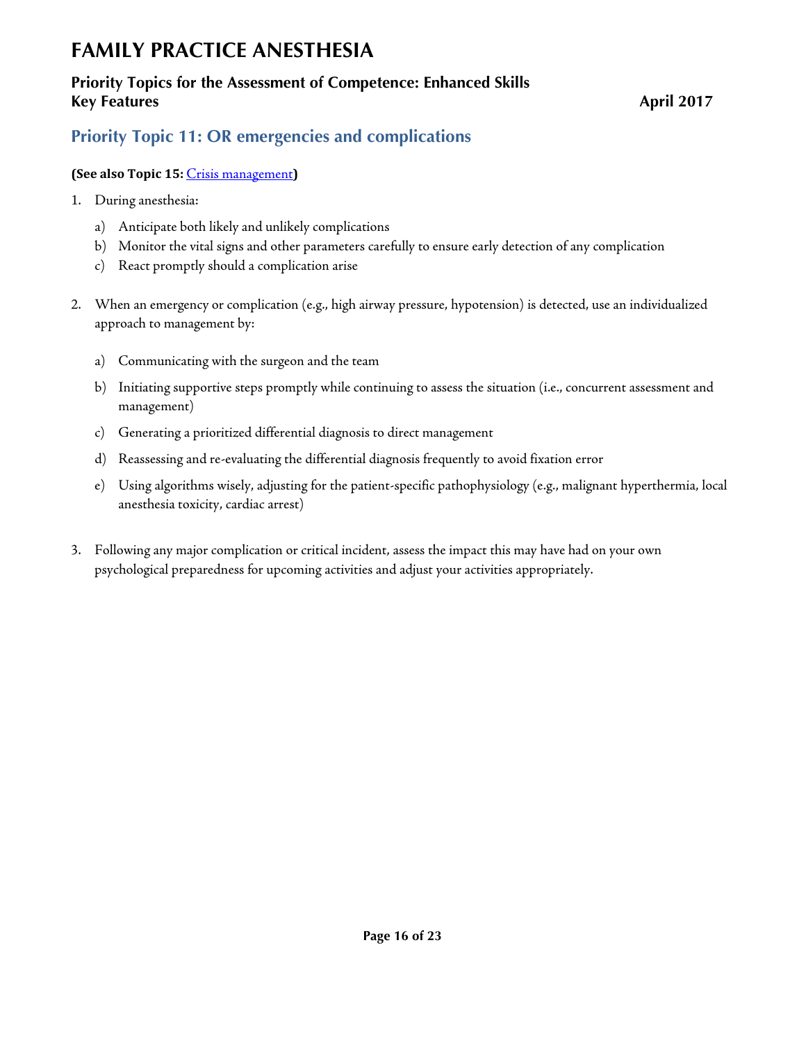# FAMILY PRACTICE ANESTHESIA

**Priority Topics for the Assessment of Competence: Enhanced Skills**
**Key Features** **April 2017**

## Priority Topic 11: OR emergencies and complications

**(See also Topic 15:** Crisis management**)**

1. During anesthesia:
   a) Anticipate both likely and unlikely complications
   b) Monitor the vital signs and other parameters carefully to ensure early detection of any complication
   c) React promptly should a complication arise

2. When an emergency or complication (e.g., high airway pressure, hypotension) is detected, use an individualized approach to management by:

   a) Communicating with the surgeon and the team
   b) Initiating supportive steps promptly while continuing to assess the situation (i.e., concurrent assessment and management)
   c) Generating a prioritized differential diagnosis to direct management
   d) Reassessing and re-evaluating the differential diagnosis frequently to avoid fixation error
   e) Using algorithms wisely, adjusting for the patient-specific pathophysiology (e.g., malignant hyperthermia, local anesthesia toxicity, cardiac arrest)

3. Following any major complication or critical incident, assess the impact this may have had on your own psychological preparedness for upcoming activities and adjust your activities appropriately.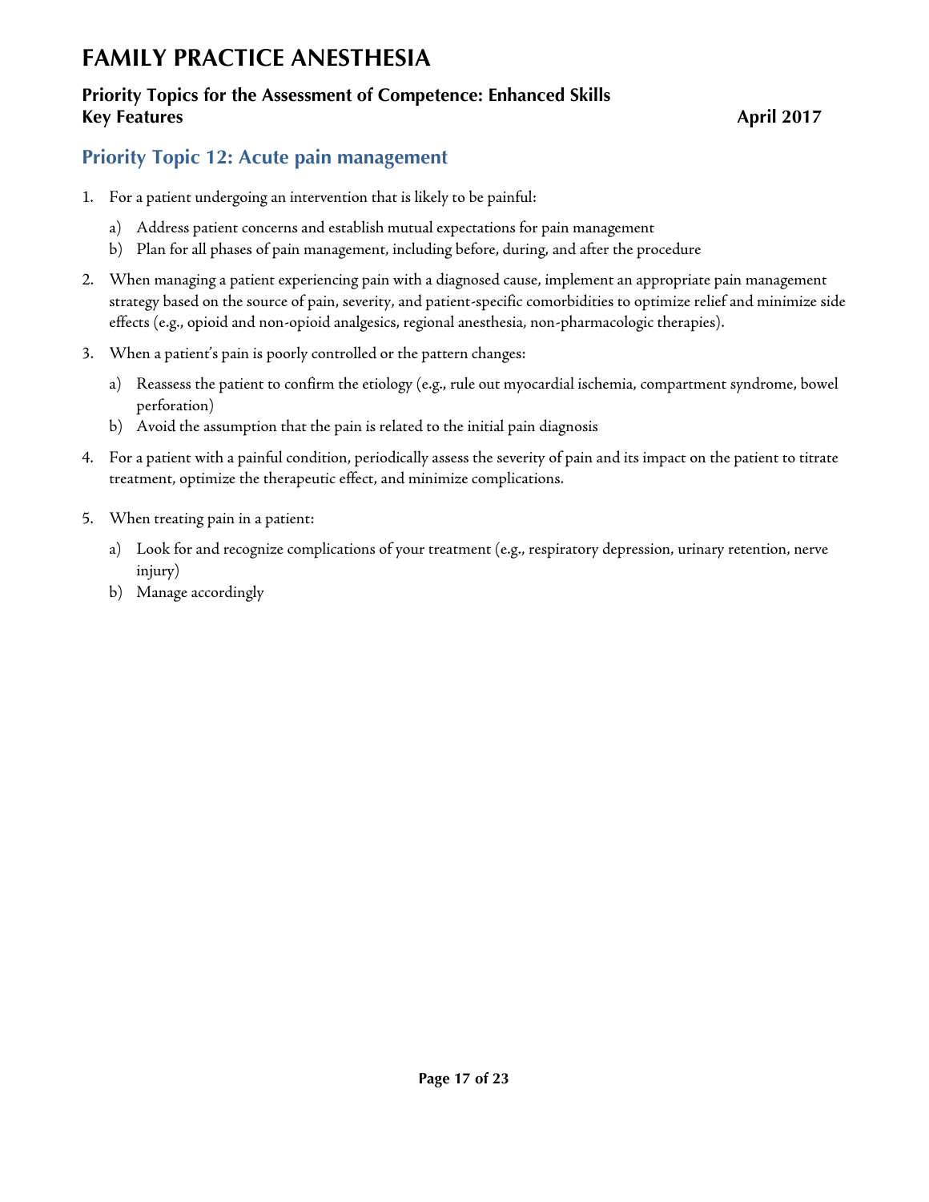# FAMILY PRACTICE ANESTHESIA

**Priority Topics for the Assessment of Competence: Enhanced Skills**
**Key Features** **April 2017**

## Priority Topic 12: Acute pain management

1. For a patient undergoing an intervention that is likely to be painful:
   a) Address patient concerns and establish mutual expectations for pain management
   b) Plan for all phases of pain management, including before, during, and after the procedure
2. When managing a patient experiencing pain with a diagnosed cause, implement an appropriate pain management strategy based on the source of pain, severity, and patient-specific comorbidities to optimize relief and minimize side effects (e.g., opioid and non-opioid analgesics, regional anesthesia, non-pharmacologic therapies).
3. When a patient's pain is poorly controlled or the pattern changes:
   a) Reassess the patient to confirm the etiology (e.g., rule out myocardial ischemia, compartment syndrome, bowel perforation)
   b) Avoid the assumption that the pain is related to the initial pain diagnosis
4. For a patient with a painful condition, periodically assess the severity of pain and its impact on the patient to titrate treatment, optimize the therapeutic effect, and minimize complications.
5. When treating pain in a patient:
   a) Look for and recognize complications of your treatment (e.g., respiratory depression, urinary retention, nerve injury)
   b) Manage accordingly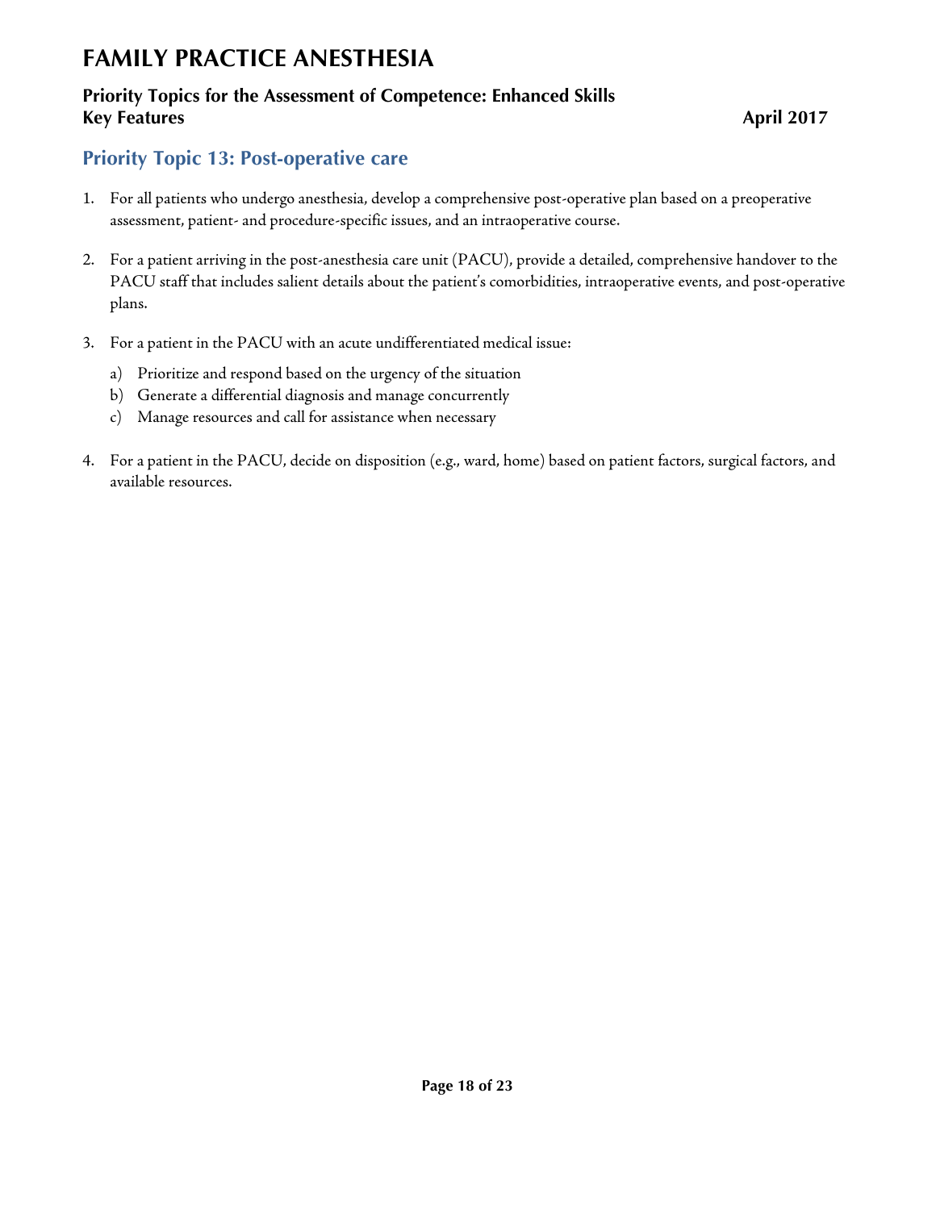# FAMILY PRACTICE ANESTHESIA

**Priority Topics for the Assessment of Competence: Enhanced Skills**
**Key Features** **April 2017**

## Priority Topic 13: Post-operative care

1. For all patients who undergo anesthesia, develop a comprehensive post-operative plan based on a preoperative assessment, patient- and procedure-specific issues, and an intraoperative course.

2. For a patient arriving in the post-anesthesia care unit (PACU), provide a detailed, comprehensive handover to the PACU staff that includes salient details about the patient's comorbidities, intraoperative events, and post-operative plans.

3. For a patient in the PACU with an acute undifferentiated medical issue:
   a) Prioritize and respond based on the urgency of the situation
   b) Generate a differential diagnosis and manage concurrently
   c) Manage resources and call for assistance when necessary

4. For a patient in the PACU, decide on disposition (e.g., ward, home) based on patient factors, surgical factors, and available resources.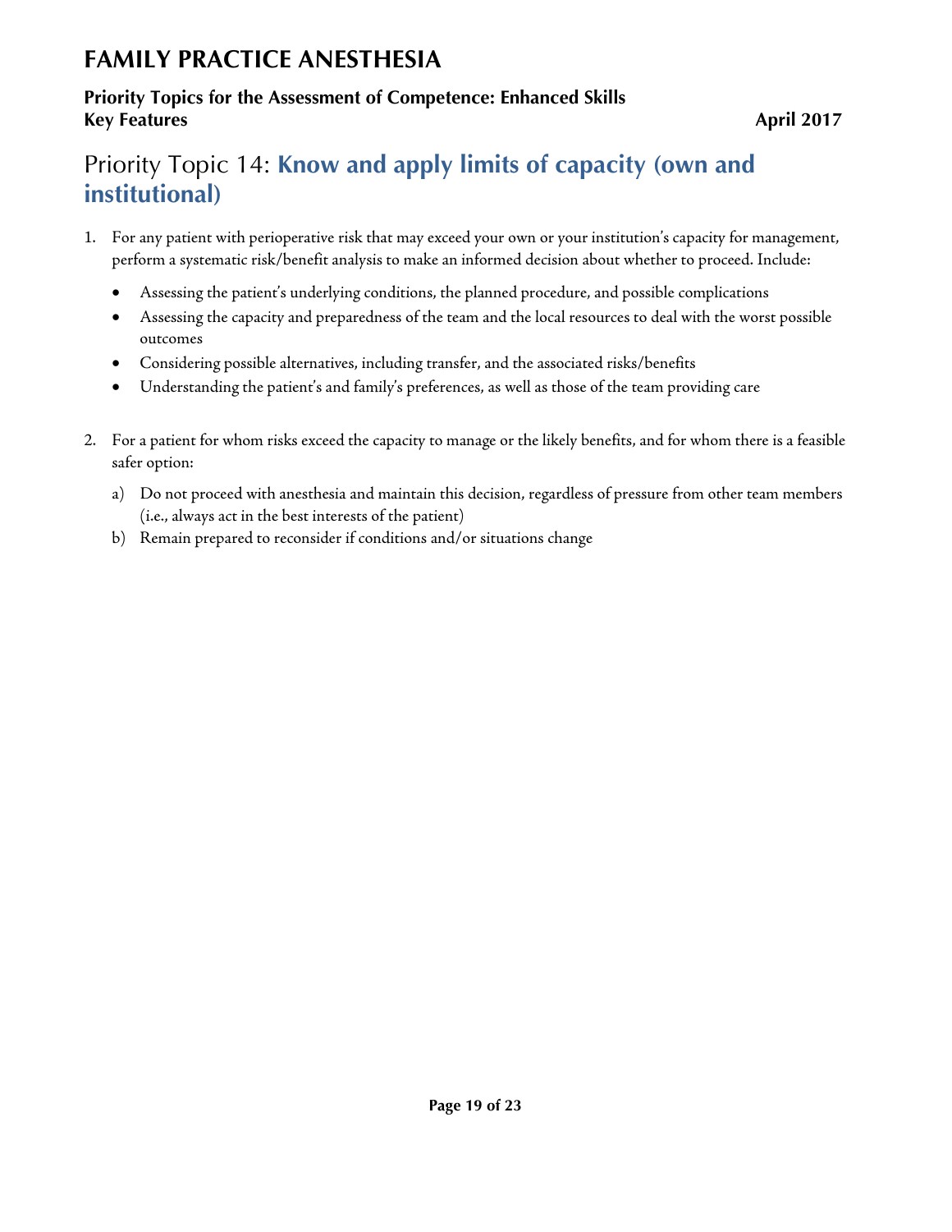## Priority Topic 14: **Know and apply limits of capacity (own and institutional)**

1. For any patient with perioperative risk that may exceed your own or your institution's capacity for management, perform a systematic risk/benefit analysis to make an informed decision about whether to proceed. Include:
   - Assessing the patient's underlying conditions, the planned procedure, and possible complications
   - Assessing the capacity and preparedness of the team and the local resources to deal with the worst possible outcomes
   - Considering possible alternatives, including transfer, and the associated risks/benefits
   - Understanding the patient's and family's preferences, as well as those of the team providing care

2. For a patient for whom risks exceed the capacity to manage or the likely benefits, and for whom there is a feasible safer option:
   a) Do not proceed with anesthesia and maintain this decision, regardless of pressure from other team members (i.e., always act in the best interests of the patient)
   b) Remain prepared to reconsider if conditions and/or situations change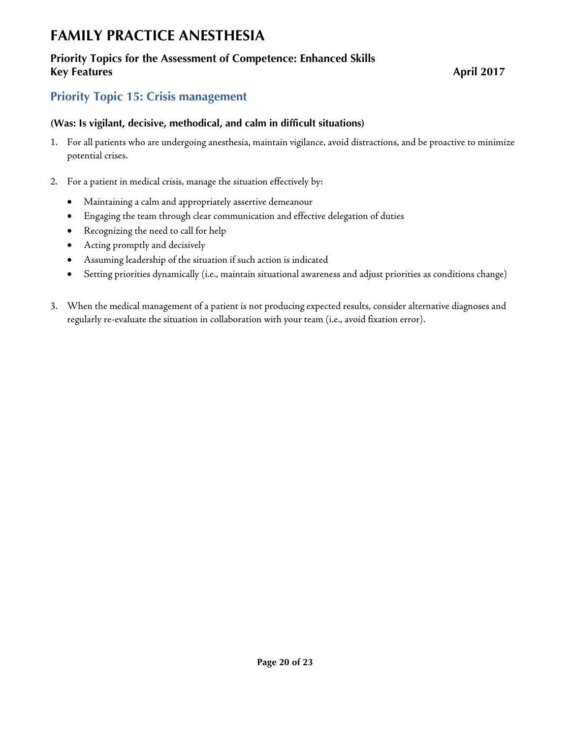# FAMILY PRACTICE ANESTHESIA

**Priority Topics for the Assessment of Competence: Enhanced Skills**
**Key Features** **April 2017**

## Priority Topic 15: Crisis management

**(Was: Is vigilant, decisive, methodical, and calm in difficult situations)**

1. For all patients who are undergoing anesthesia, maintain vigilance, avoid distractions, and be proactive to minimize potential crises.

2. For a patient in medical crisis, manage the situation effectively by:
   - Maintaining a calm and appropriately assertive demeanour
   - Engaging the team through clear communication and effective delegation of duties
   - Recognizing the need to call for help
   - Acting promptly and decisively
   - Assuming leadership of the situation if such action is indicated
   - Setting priorities dynamically (i.e., maintain situational awareness and adjust priorities as conditions change)

3. When the medical management of a patient is not producing expected results, consider alternative diagnoses and regularly re-evaluate the situation in collaboration with your team (i.e., avoid fixation error).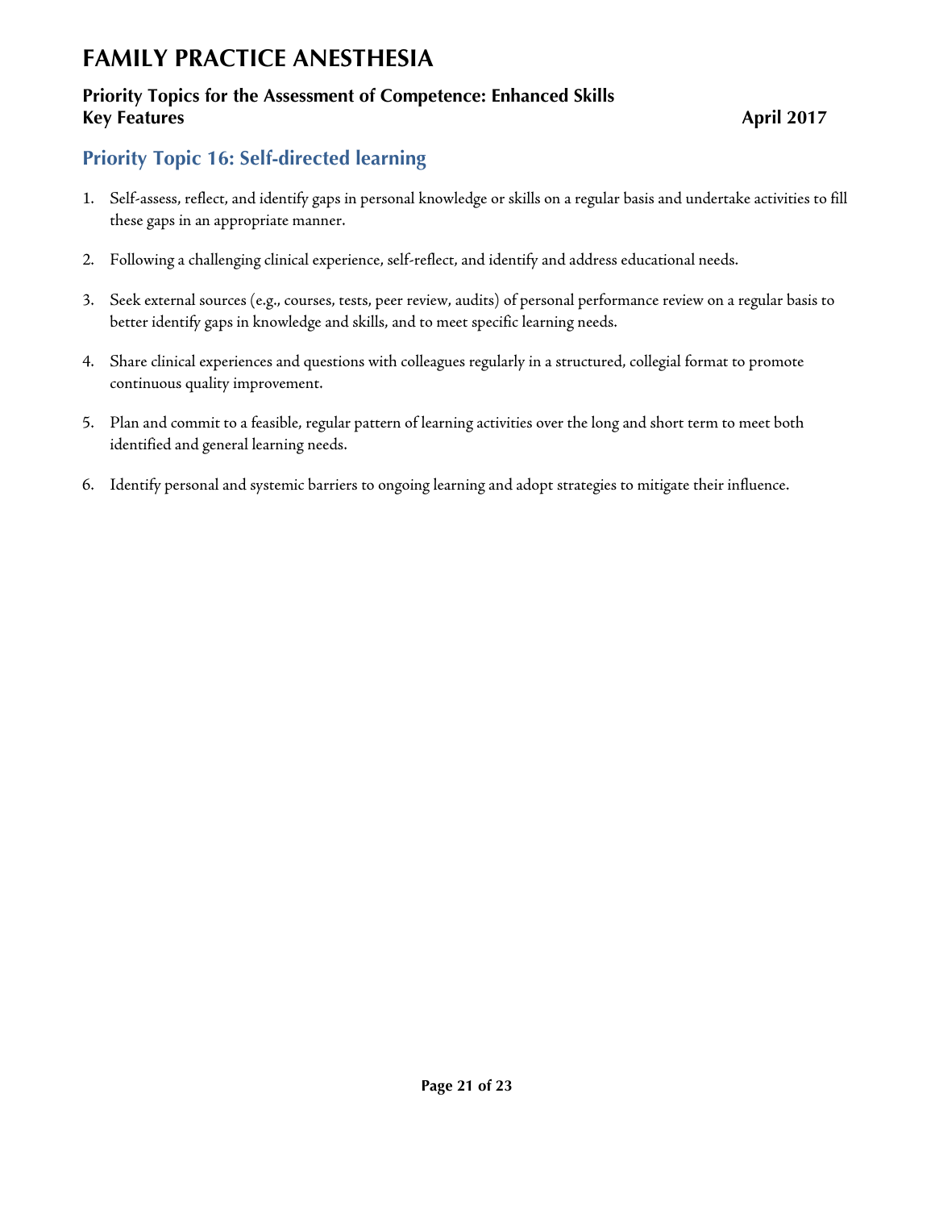# FAMILY PRACTICE ANESTHESIA

**Priority Topics for the Assessment of Competence: Enhanced Skills**
**Key Features** **April 2017**

## Priority Topic 16: Self-directed learning

1. Self-assess, reflect, and identify gaps in personal knowledge or skills on a regular basis and undertake activities to fill these gaps in an appropriate manner.

2. Following a challenging clinical experience, self-reflect, and identify and address educational needs.

3. Seek external sources (e.g., courses, tests, peer review, audits) of personal performance review on a regular basis to better identify gaps in knowledge and skills, and to meet specific learning needs.

4. Share clinical experiences and questions with colleagues regularly in a structured, collegial format to promote continuous quality improvement.

5. Plan and commit to a feasible, regular pattern of learning activities over the long and short term to meet both identified and general learning needs.

6. Identify personal and systemic barriers to ongoing learning and adopt strategies to mitigate their influence.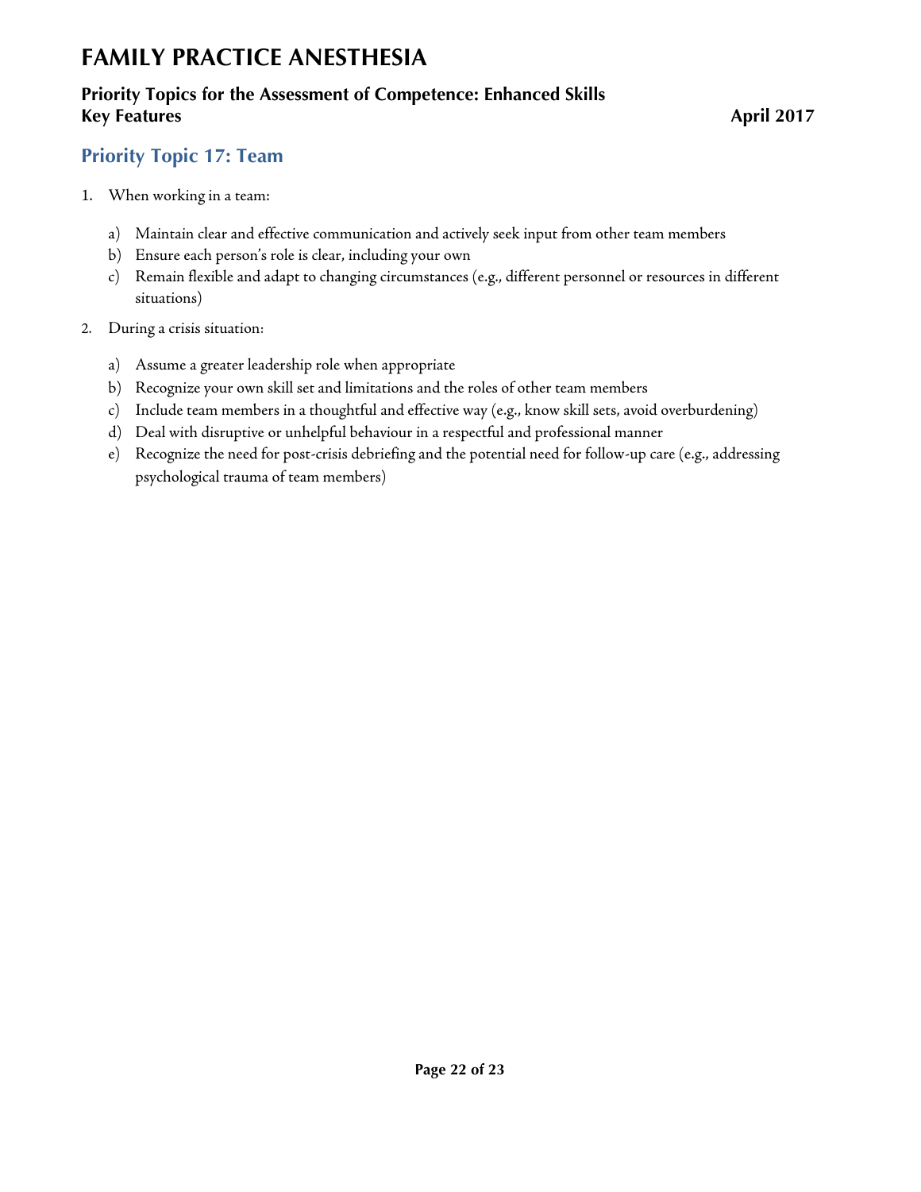## Priority Topic 17: Team

1. When working in a team:

    a) Maintain clear and effective communication and actively seek input from other team members
    b) Ensure each person's role is clear, including your own
    c) Remain flexible and adapt to changing circumstances (e.g., different personnel or resources in different situations)

2. During a crisis situation:

    a) Assume a greater leadership role when appropriate
    b) Recognize your own skill set and limitations and the roles of other team members
    c) Include team members in a thoughtful and effective way (e.g., know skill sets, avoid overburdening)
    d) Deal with disruptive or unhelpful behaviour in a respectful and professional manner
    e) Recognize the need for post-crisis debriefing and the potential need for follow-up care (e.g., addressing psychological trauma of team members)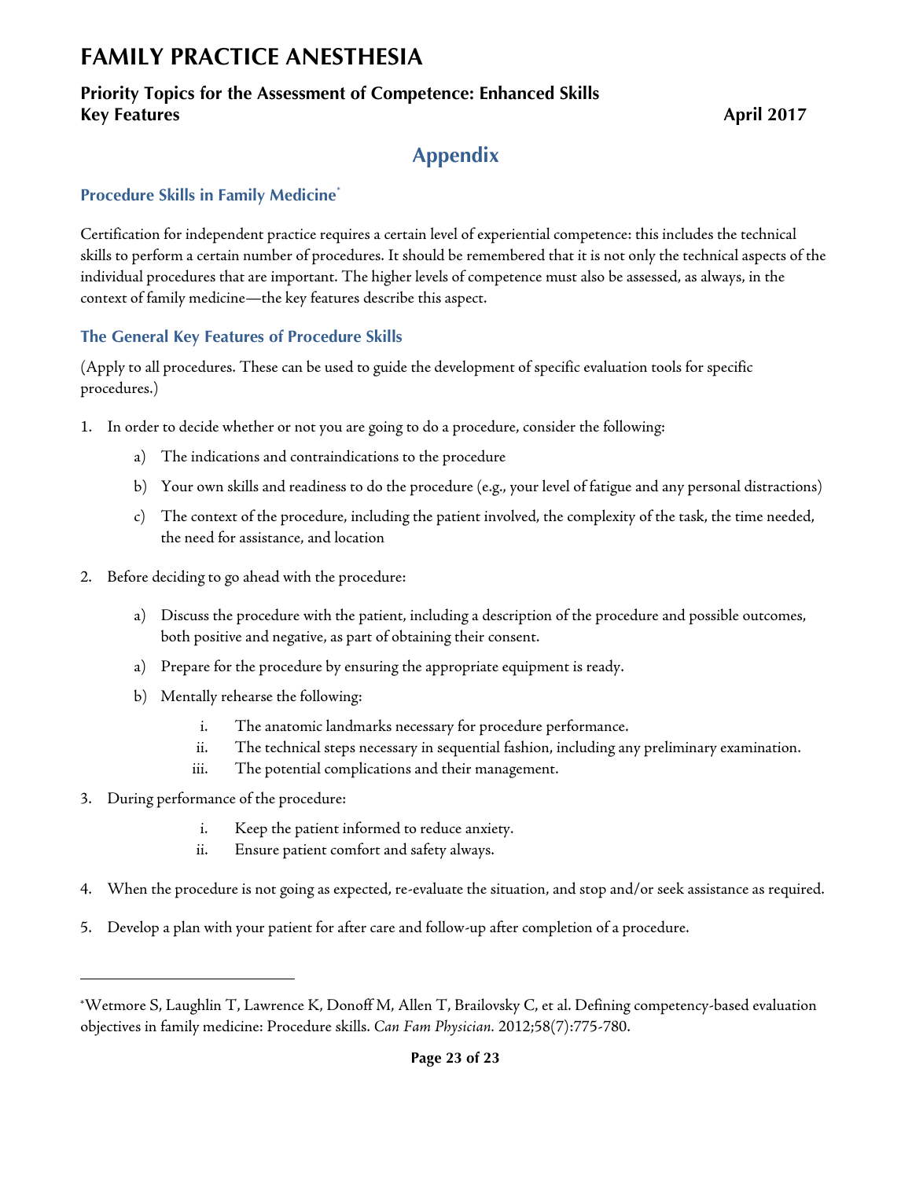# Appendix

## Procedure Skills in Family Medicine*

Certification for independent practice requires a certain level of experiential competence: this includes the technical skills to perform a certain number of procedures. It should be remembered that it is not only the technical aspects of the individual procedures that are important. The higher levels of competence must also be assessed, as always, in the context of family medicine—the key features describe this aspect.

## The General Key Features of Procedure Skills

(Apply to all procedures. These can be used to guide the development of specific evaluation tools for specific procedures.)

1. In order to decide whether or not you are going to do a procedure, consider the following:
   a) The indications and contraindications to the procedure
   b) Your own skills and readiness to do the procedure (e.g., your level of fatigue and any personal distractions)
   c) The context of the procedure, including the patient involved, the complexity of the task, the time needed, the need for assistance, and location
2. Before deciding to go ahead with the procedure:
   a) Discuss the procedure with the patient, including a description of the procedure and possible outcomes, both positive and negative, as part of obtaining their consent.
   a) Prepare for the procedure by ensuring the appropriate equipment is ready.
   b) Mentally rehearse the following:
      i. The anatomic landmarks necessary for procedure performance.
      ii. The technical steps necessary in sequential fashion, including any preliminary examination.
      iii. The potential complications and their management.
3. During performance of the procedure:
      i. Keep the patient informed to reduce anxiety.
      ii. Ensure patient comfort and safety always.
4. When the procedure is not going as expected, re-evaluate the situation, and stop and/or seek assistance as required.
5. Develop a plan with your patient for after care and follow-up after completion of a procedure.

---

*Wetmore S, Laughlin T, Lawrence K, Donoff M, Allen T, Brailovsky C, et al. Defining competency-based evaluation objectives in family medicine: Procedure skills. *Can Fam Physician.* 2012;58(7):775-780.